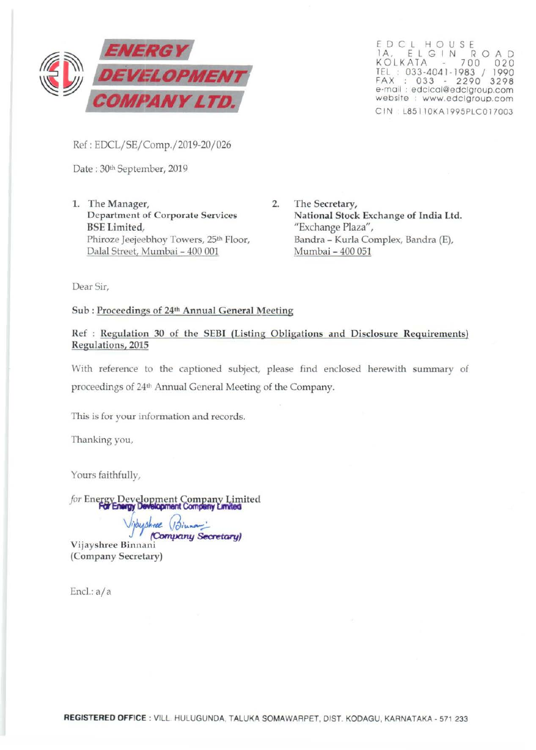**ENERGY DEVELOPMENT COMPANY LTD.**

EDCL HOUSE
1A, ELGIN ROAD
KOLKATA - 700 020
TEL : 033-4041-1983 / 1990
FAX : 033 - 2290 3298
e-mail : edclcal@edclgroup.com
website : www.edclgroup.com
CIN : L85110KA1995PLC017003

Ref : EDCL/SE/Comp./2019-20/026

Date : 30th September, 2019

1. The Manager,
   Department of Corporate Services
   **BSE Limited,**
   Phiroze Jeejeebhoy Towers, 25th Floor,
   Dalal Street, Mumbai – 400 001

2. The Secretary,
   **National Stock Exchange of India Ltd.**
   "Exchange Plaza",
   Bandra – Kurla Complex, Bandra (E),
   Mumbai – 400 051

Dear Sir,

Sub : Proceedings of 24th Annual General Meeting

Ref : Regulation 30 of the SEBI (Listing Obligations and Disclosure Requirements) Regulations, 2015

With reference to the captioned subject, please find enclosed herewith summary of proceedings of 24th Annual General Meeting of the Company.

This is for your information and records.

Thanking you,

Yours faithfully,

*for* Energy Development Company Limited
For Energy Development Company Limited

(Company Secretary)
Vijayshree Binnani
(Company Secretary)

Encl.: a/a

**REGISTERED OFFICE** : VILL. HULUGUNDA, TALUKA SOMAWARPET, DIST. KODAGU, KARNATAKA - 571 233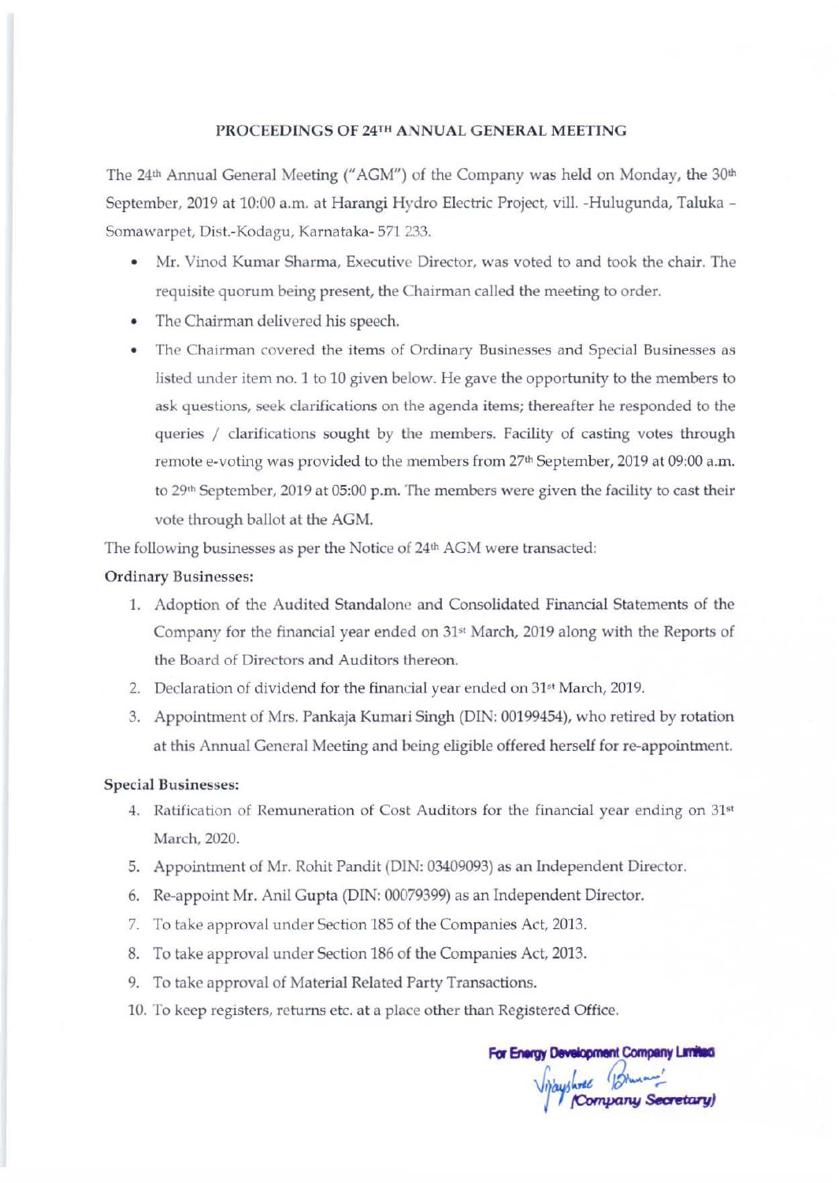# PROCEEDINGS OF 24TH ANNUAL GENERAL MEETING

The 24th Annual General Meeting ("AGM") of the Company was held on Monday, the 30th September, 2019 at 10:00 a.m. at Harangi Hydro Electric Project, vill. -Hulugunda, Taluka – Somawarpet, Dist.-Kodagu, Karnataka- 571 233.

- Mr. Vinod Kumar Sharma, Executive Director, was voted to and took the chair. The requisite quorum being present, the Chairman called the meeting to order.
- The Chairman delivered his speech.
- The Chairman covered the items of Ordinary Businesses and Special Businesses as listed under item no. 1 to 10 given below. He gave the opportunity to the members to ask questions, seek clarifications on the agenda items; thereafter he responded to the queries / clarifications sought by the members. Facility of casting votes through remote e-voting was provided to the members from 27th September, 2019 at 09:00 a.m. to 29th September, 2019 at 05:00 p.m. The members were given the facility to cast their vote through ballot at the AGM.

The following businesses as per the Notice of 24th AGM were transacted:

**Ordinary Businesses:**

1. Adoption of the Audited Standalone and Consolidated Financial Statements of the Company for the financial year ended on 31st March, 2019 along with the Reports of the Board of Directors and Auditors thereon.
2. Declaration of dividend for the financial year ended on 31st March, 2019.
3. Appointment of Mrs. Pankaja Kumari Singh (DIN: 00199454), who retired by rotation at this Annual General Meeting and being eligible offered herself for re-appointment.

**Special Businesses:**

4. Ratification of Remuneration of Cost Auditors for the financial year ending on 31st March, 2020.
5. Appointment of Mr. Rohit Pandit (DIN: 03409093) as an Independent Director.
6. Re-appoint Mr. Anil Gupta (DIN: 00079399) as an Independent Director.
7. To take approval under Section 185 of the Companies Act, 2013.
8. To take approval under Section 186 of the Companies Act, 2013.
9. To take approval of Material Related Party Transactions.
10. To keep registers, returns etc. at a place other than Registered Office.

For Energy Development Company Limited

Vijayshree Bhuwania

(Company Secretary)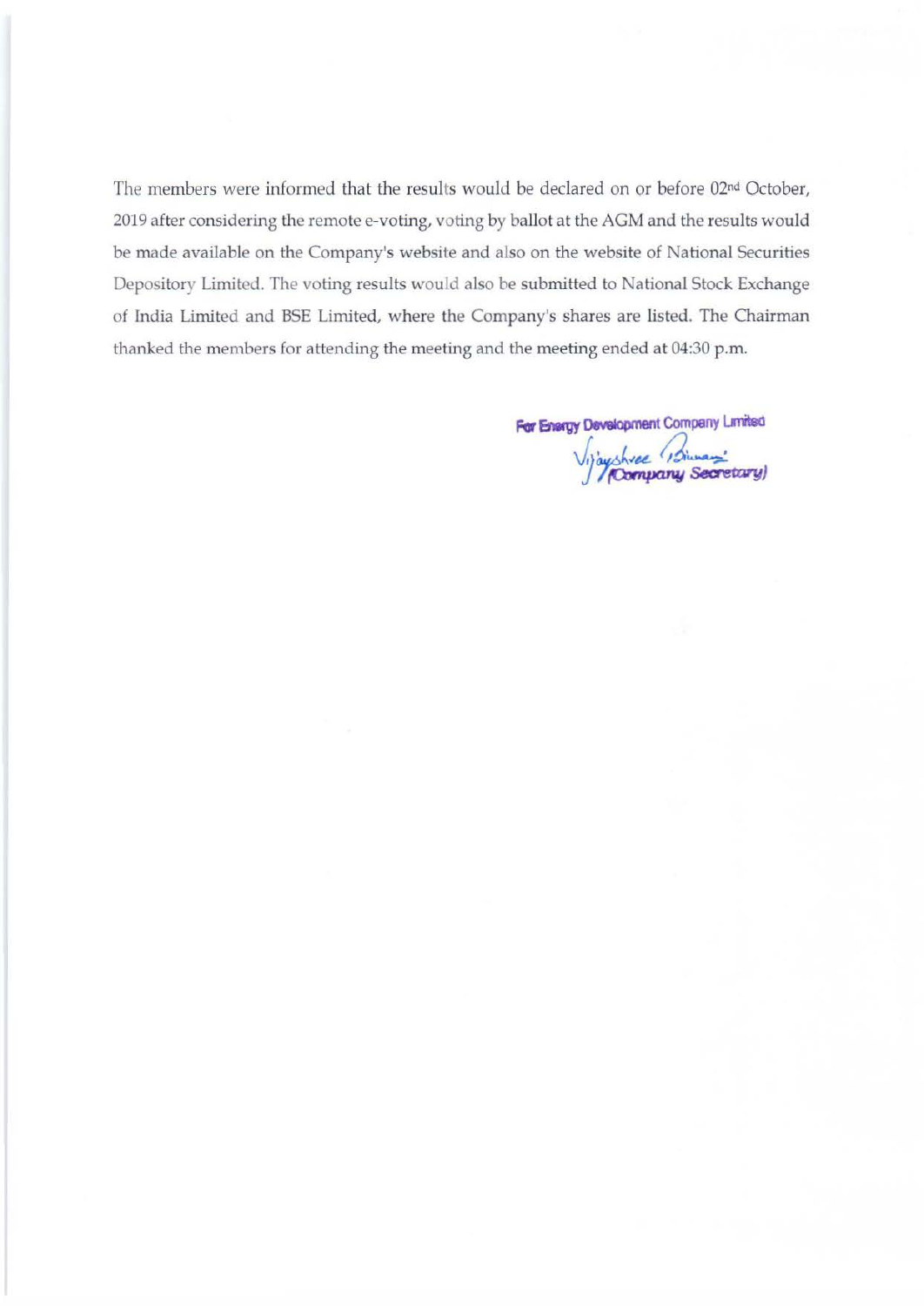The members were informed that the results would be declared on or before 02nd October, 2019 after considering the remote e-voting, voting by ballot at the AGM and the results would be made available on the Company's website and also on the website of National Securities Depository Limited. The voting results would also be submitted to National Stock Exchange of India Limited and BSE Limited, where the Company's shares are listed. The Chairman thanked the members for attending the meeting and the meeting ended at 04:30 p.m.

For Energy Development Company Limited

Vijayshree Binnani

(Company Secretary)